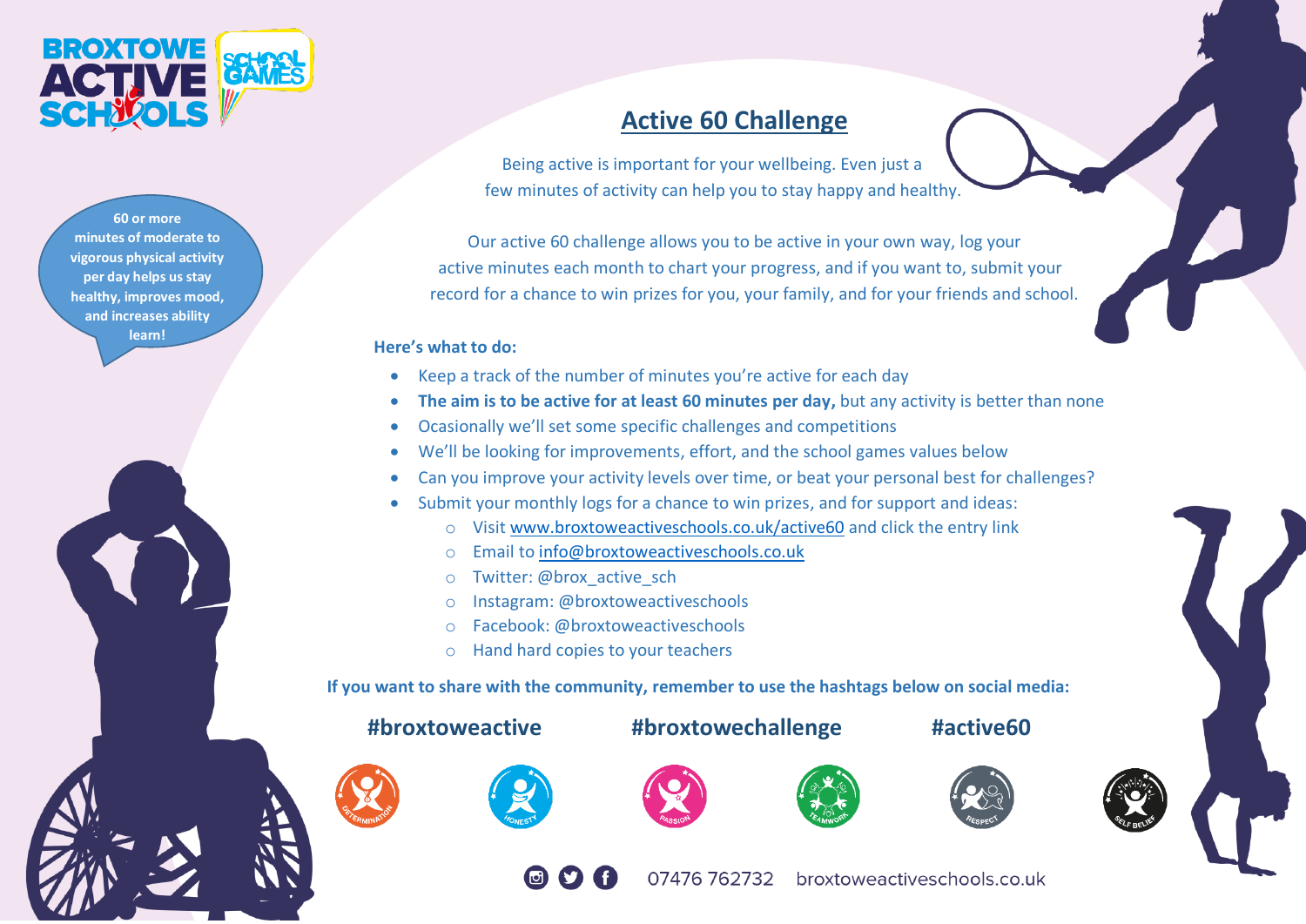# Active 60 Challenge

60 or more minutes of moderate to vigorous physical activity per day helps us stay healthy, improves mood, and increases ability learn!

Being active is important for your wellbeing. Even just a few minutes of activity can help you to stay happy and healthy.

Our active 60 challenge allows you to be active in your own way, log your active minutes each month to chart your progress, and if you want to, submit your record for a chance to win prizes for you, your family, and for your friends and school.

**Here's what to do:**

- Keep a track of the number of minutes you're active for each day
- **The aim is to be active for at least 60 minutes per day,** but any activity is better than none
- Ocasionally we'll set some specific challenges and competitions
- We'll be looking for improvements, effort, and the school games values below
- Can you improve your activity levels over time, or beat your personal best for challenges?
- Submit your monthly logs for a chance to win prizes, and for support and ideas:
  - Visit www.broxtoweactiveschools.co.uk/active60 and click the entry link
  - Email to info@broxtoweactiveschools.co.uk
  - Twitter: @brox_active_sch
  - Instagram: @broxtoweactiveschools
  - Facebook: @broxtoweactiveschools
  - Hand hard copies to your teachers

**If you want to share with the community, remember to use the hashtags below on social media:**

**#broxtoweactive** **#broxtowechallenge** **#active60**

DETERMINATION HONESTY PASSION TEAMWORK RESPECT SELF BELIEF

07476 762732 broxtoweactiveschools.co.uk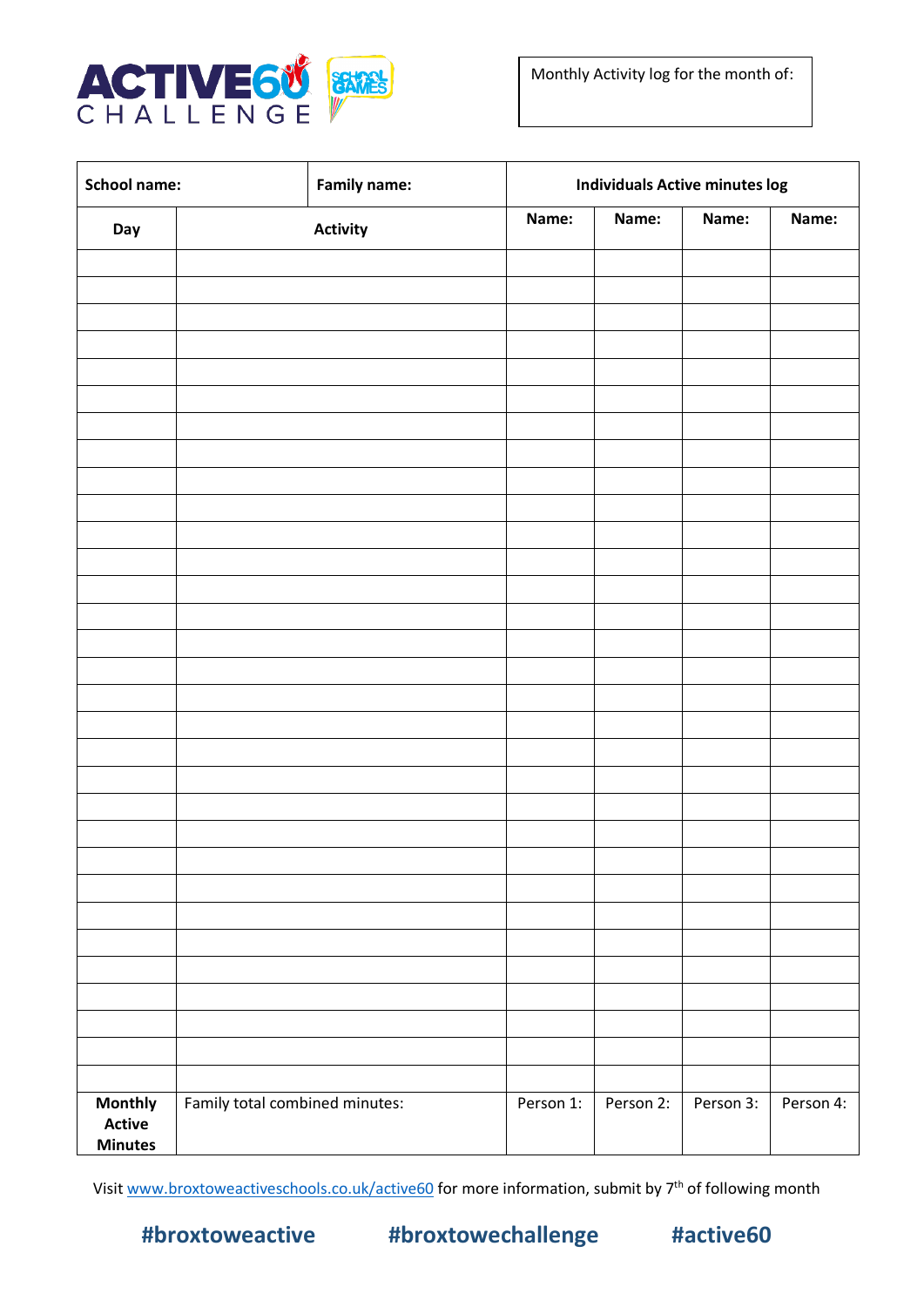ACTIVE60 CHALLENGE

SCHOOL GAMES

Monthly Activity log for the month of:

| School name: | Family name: | Individuals Active minutes log | | | |
|---|---|---|---|---|---|
| **Day** | **Activity** | **Name:** | **Name:** | **Name:** | **Name:** |
| | | | | | |
| | | | | | |
| | | | | | |
| | | | | | |
| | | | | | |
| | | | | | |
| | | | | | |
| | | | | | |
| | | | | | |
| | | | | | |
| | | | | | |
| | | | | | |
| | | | | | |
| | | | | | |
| | | | | | |
| | | | | | |
| | | | | | |
| | | | | | |
| | | | | | |
| | | | | | |
| | | | | | |
| | | | | | |
| | | | | | |
| | | | | | |
| | | | | | |
| | | | | | |
| | | | | | |
| | | | | | |
| | | | | | |
| | | | | | |
| | | | | | |
| **Monthly Active Minutes** | Family total combined minutes: | Person 1: | Person 2: | Person 3: | Person 4: |

Visit www.broxtoweactiveschools.co.uk/active60 for more information, submit by 7th of following month

**#broxtoweactive** **#broxtowechallenge** **#active60**